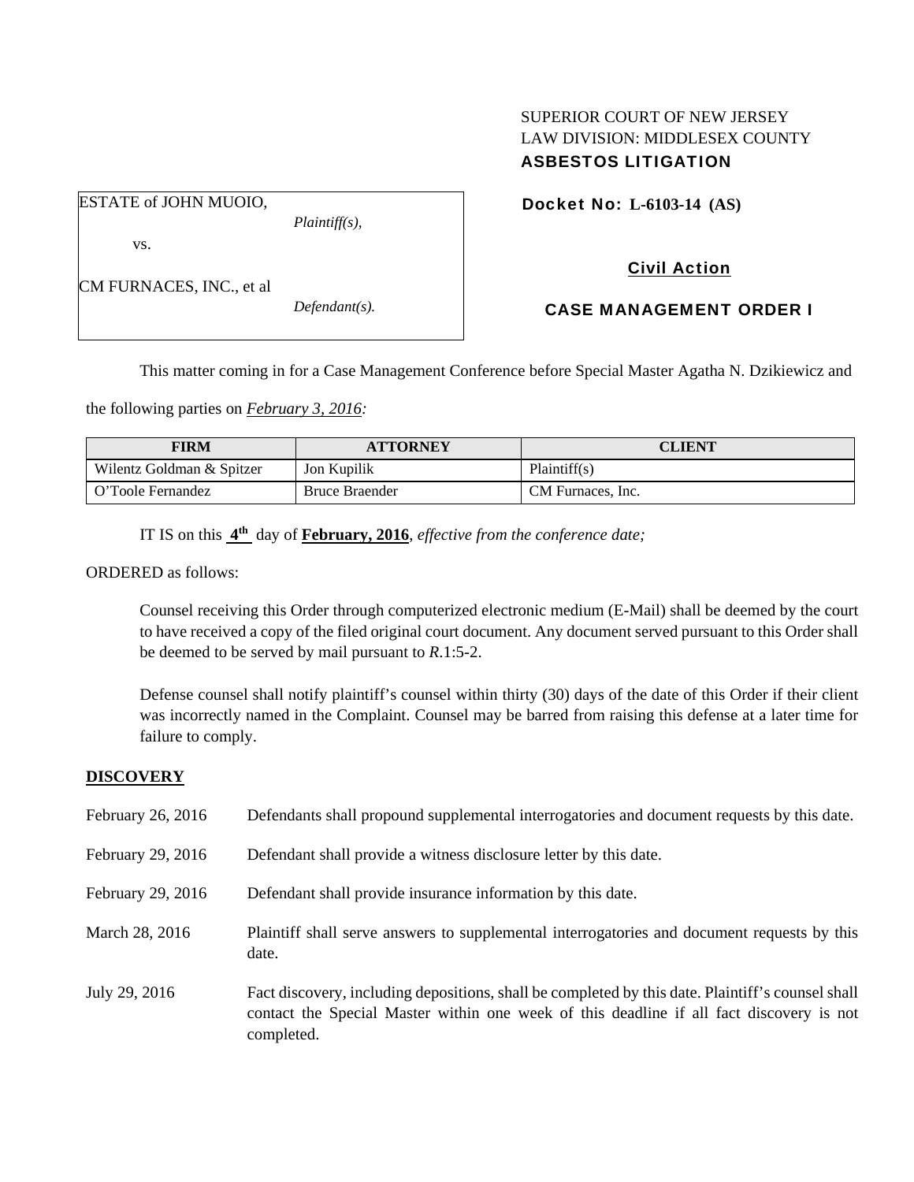SUPERIOR COURT OF NEW JERSEY
LAW DIVISION: MIDDLESEX COUNTY
**ASBESTOS LITIGATION**

ESTATE of JOHN MUOIO,
*Plaintiff(s),*

vs.

CM FURNACES, INC., et al
*Defendant(s).*

**Docket No: L-6103-14 (AS)**

**Civil Action**

**CASE MANAGEMENT ORDER I**

This matter coming in for a Case Management Conference before Special Master Agatha N. Dzikiewicz and the following parties on ***February 3, 2016:***

| FIRM | ATTORNEY | CLIENT |
|---|---|---|
| Wilentz Goldman & Spitzer | Jon Kupilik | Plaintiff(s) |
| O'Toole Fernandez | Bruce Braender | CM Furnaces, Inc. |

IT IS on this **4th** day of **February, 2016**, *effective from the conference date;*

ORDERED as follows:

Counsel receiving this Order through computerized electronic medium (E-Mail) shall be deemed by the court to have received a copy of the filed original court document. Any document served pursuant to this Order shall be deemed to be served by mail pursuant to *R*.1:5-2.

Defense counsel shall notify plaintiff's counsel within thirty (30) days of the date of this Order if their client was incorrectly named in the Complaint. Counsel may be barred from raising this defense at a later time for failure to comply.

**DISCOVERY**

February 26, 2016 — Defendants shall propound supplemental interrogatories and document requests by this date.

February 29, 2016 — Defendant shall provide a witness disclosure letter by this date.

February 29, 2016 — Defendant shall provide insurance information by this date.

March 28, 2016 — Plaintiff shall serve answers to supplemental interrogatories and document requests by this date.

July 29, 2016 — Fact discovery, including depositions, shall be completed by this date. Plaintiff's counsel shall contact the Special Master within one week of this deadline if all fact discovery is not completed.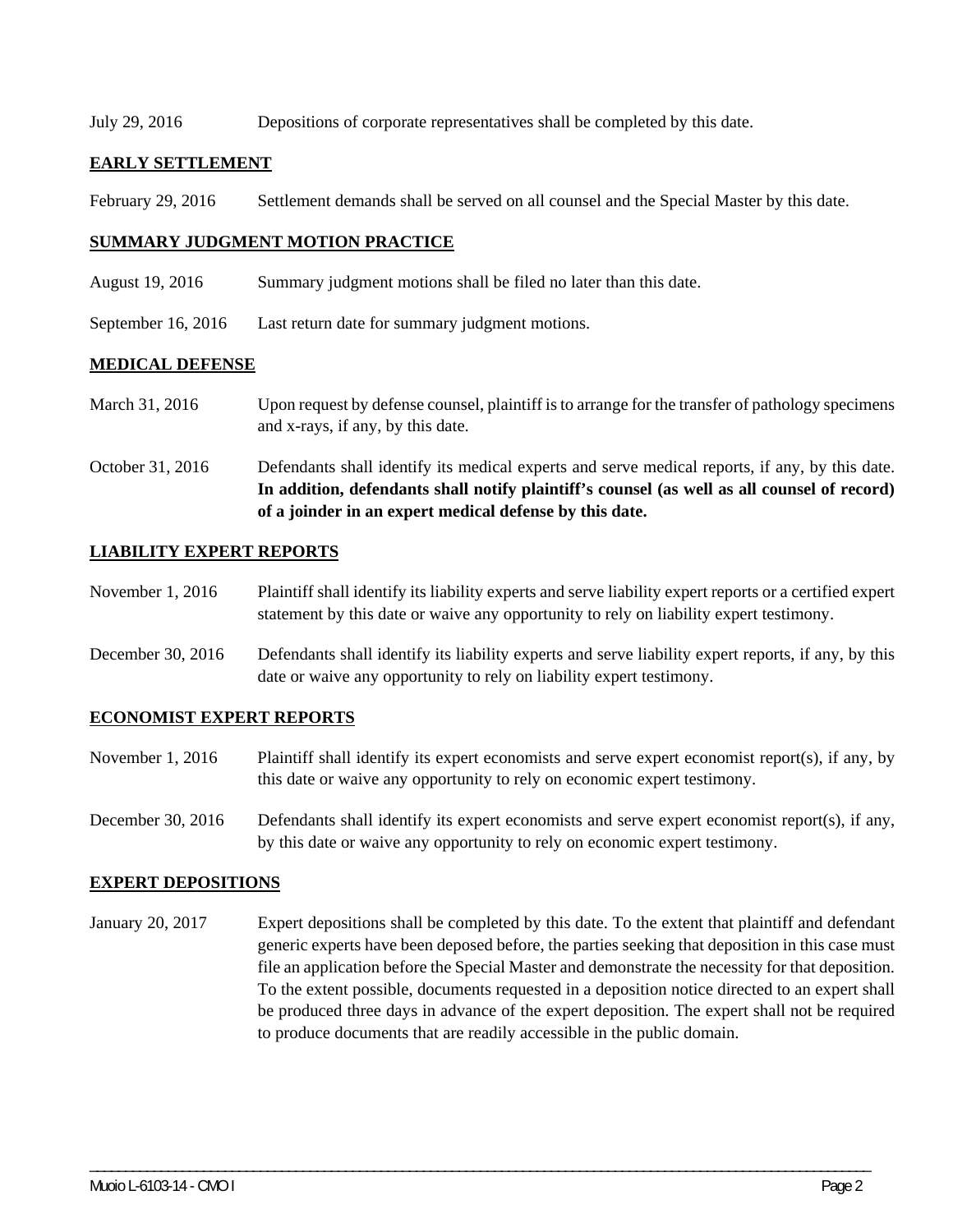July 29, 2016 Depositions of corporate representatives shall be completed by this date.

## EARLY SETTLEMENT

February 29, 2016 Settlement demands shall be served on all counsel and the Special Master by this date.

## SUMMARY JUDGMENT MOTION PRACTICE

August 19, 2016 Summary judgment motions shall be filed no later than this date.

September 16, 2016 Last return date for summary judgment motions.

## MEDICAL DEFENSE

March 31, 2016 Upon request by defense counsel, plaintiff is to arrange for the transfer of pathology specimens and x-rays, if any, by this date.

October 31, 2016 Defendants shall identify its medical experts and serve medical reports, if any, by this date. **In addition, defendants shall notify plaintiff's counsel (as well as all counsel of record) of a joinder in an expert medical defense by this date.**

## LIABILITY EXPERT REPORTS

November 1, 2016 Plaintiff shall identify its liability experts and serve liability expert reports or a certified expert statement by this date or waive any opportunity to rely on liability expert testimony.

December 30, 2016 Defendants shall identify its liability experts and serve liability expert reports, if any, by this date or waive any opportunity to rely on liability expert testimony.

## ECONOMIST EXPERT REPORTS

November 1, 2016 Plaintiff shall identify its expert economists and serve expert economist report(s), if any, by this date or waive any opportunity to rely on economic expert testimony.

December 30, 2016 Defendants shall identify its expert economists and serve expert economist report(s), if any, by this date or waive any opportunity to rely on economic expert testimony.

## EXPERT DEPOSITIONS

January 20, 2017 Expert depositions shall be completed by this date. To the extent that plaintiff and defendant generic experts have been deposed before, the parties seeking that deposition in this case must file an application before the Special Master and demonstrate the necessity for that deposition. To the extent possible, documents requested in a deposition notice directed to an expert shall be produced three days in advance of the expert deposition. The expert shall not be required to produce documents that are readily accessible in the public domain.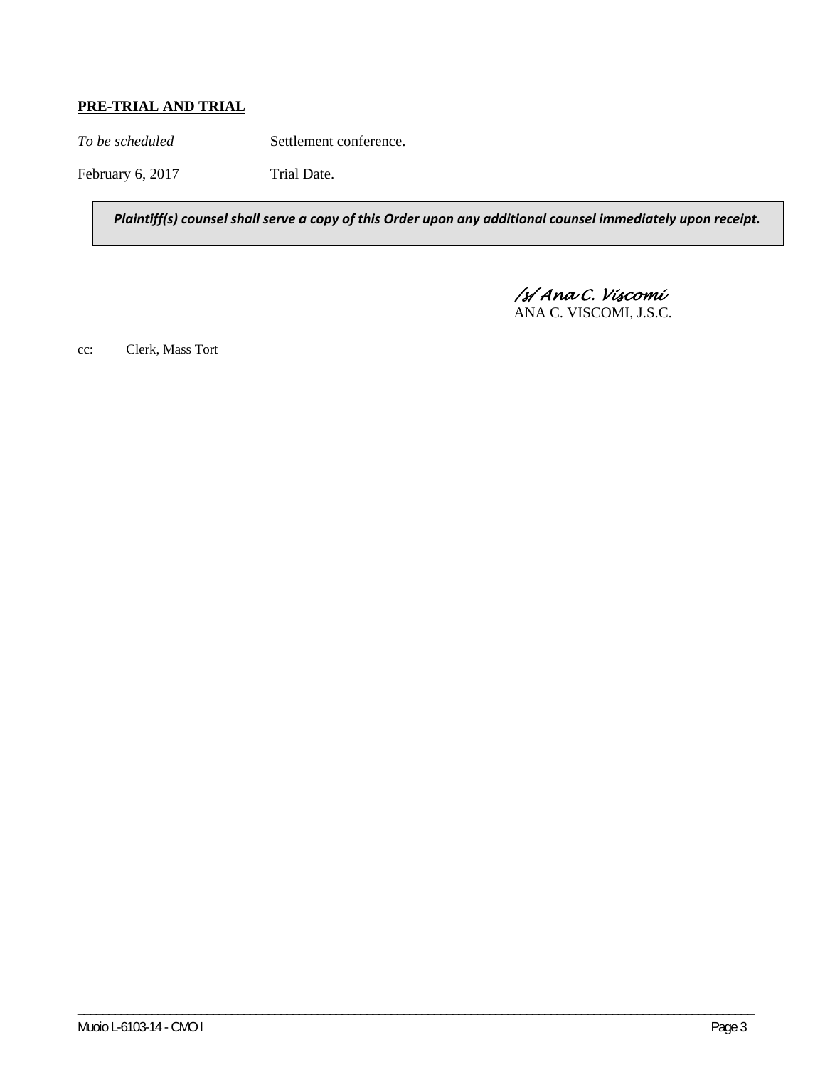**PRE-TRIAL AND TRIAL**

| | |
|---|---|
| *To be scheduled* | Settlement conference. |
| February 6, 2017 | Trial Date. |

***Plaintiff(s) counsel shall serve a copy of this Order upon any additional counsel immediately upon receipt.***

*/s/ Ana C. Viscomi*
ANA C. VISCOMI, J.S.C.

cc: Clerk, Mass Tort